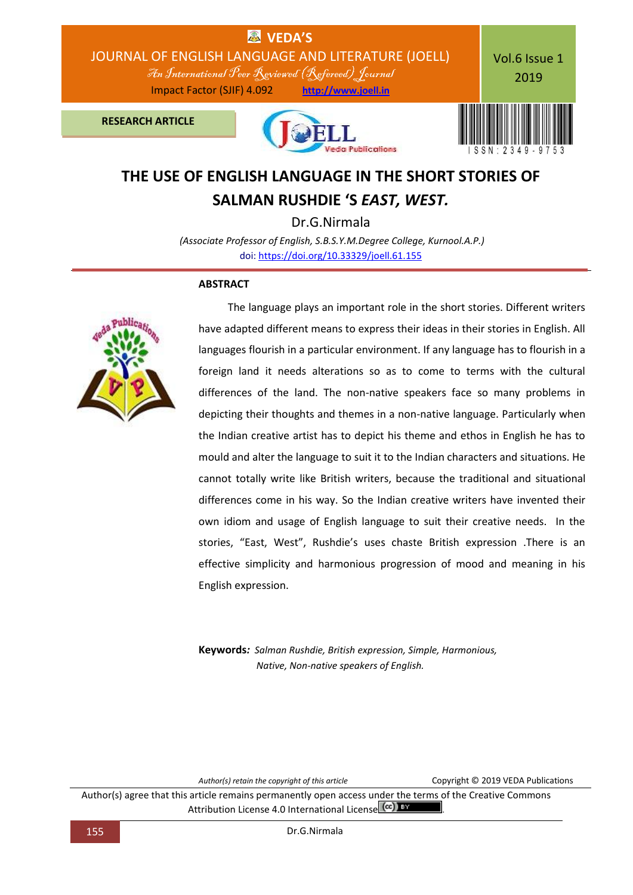# THE USE OF ENGLISH LANGUAGE IN THE SHORT STORIES OF SALMAN RUSHDIE 'S *EAST, WEST.*

Dr.G.Nirmala

*(Associate Professor of English, S.B.S.Y.M.Degree College, Kurnool.A.P.)*

doi: https://doi.org/10.33329/joell.61.155

**RESEARCH ARTICLE**

## ABSTRACT

The language plays an important role in the short stories. Different writers have adapted different means to express their ideas in their stories in English. All languages flourish in a particular environment. If any language has to flourish in a foreign land it needs alterations so as to come to terms with the cultural differences of the land. The non-native speakers face so many problems in depicting their thoughts and themes in a non-native language. Particularly when the Indian creative artist has to depict his theme and ethos in English he has to mould and alter the language to suit it to the Indian characters and situations. He cannot totally write like British writers, because the traditional and situational differences come in his way. So the Indian creative writers have invented their own idiom and usage of English language to suit their creative needs. In the stories, "East, West", Rushdie's uses chaste British expression .There is an effective simplicity and harmonious progression of mood and meaning in his English expression.

**Keywords***: Salman Rushdie, British expression, Simple, Harmonious, Native, Non-native speakers of English.*

*Author(s) retain the copyright of this article*

Copyright © 2019 VEDA Publications

Author(s) agree that this article remains permanently open access under the terms of the Creative Commons Attribution License 4.0 International License.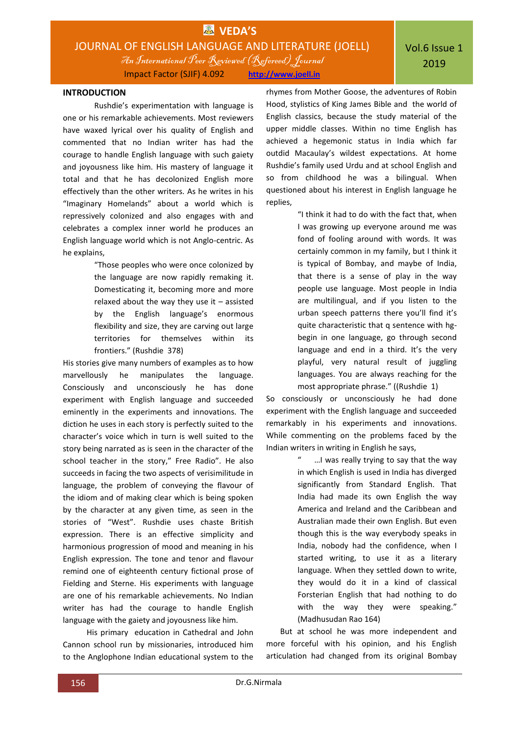## INTRODUCTION

Rushdie's experimentation with language is one or his remarkable achievements. Most reviewers have waxed lyrical over his quality of English and commented that no Indian writer has had the courage to handle English language with such gaiety and joyousness like him. His mastery of language it total and that he has decolonized English more effectively than the other writers. As he writes in his "Imaginary Homelands" about a world which is repressively colonized and also engages with and celebrates a complex inner world he produces an English language world which is not Anglo-centric. As he explains,

> "Those peoples who were once colonized by the language are now rapidly remaking it. Domesticating it, becoming more and more relaxed about the way they use it – assisted by the English language's enormous flexibility and size, they are carving out large territories for themselves within its frontiers." (Rushdie 378)

His stories give many numbers of examples as to how marvellously he manipulates the language. Consciously and unconsciously he has done experiment with English language and succeeded eminently in the experiments and innovations. The diction he uses in each story is perfectly suited to the character's voice which in turn is well suited to the story being narrated as is seen in the character of the school teacher in the story," Free Radio". He also succeeds in facing the two aspects of verisimilitude in language, the problem of conveying the flavour of the idiom and of making clear which is being spoken by the character at any given time, as seen in the stories of "West". Rushdie uses chaste British expression. There is an effective simplicity and harmonious progression of mood and meaning in his English expression. The tone and tenor and flavour remind one of eighteenth century fictional prose of Fielding and Sterne. His experiments with language are one of his remarkable achievements. No Indian writer has had the courage to handle English language with the gaiety and joyousness like him.

His primary education in Cathedral and John Cannon school run by missionaries, introduced him to the Anglophone Indian educational system to the rhymes from Mother Goose, the adventures of Robin Hood, stylistics of King James Bible and the world of English classics, because the study material of the upper middle classes. Within no time English has achieved a hegemonic status in India which far outdid Macaulay's wildest expectations. At home Rushdie's family used Urdu and at school English and so from childhood he was a bilingual. When questioned about his interest in English language he replies,

> "I think it had to do with the fact that, when I was growing up everyone around me was fond of fooling around with words. It was certainly common in my family, but I think it is typical of Bombay, and maybe of India, that there is a sense of play in the way people use language. Most people in India are multilingual, and if you listen to the urban speech patterns there you'll find it's quite characteristic that q sentence with hg-begin in one language, go through second language and end in a third. It's the very playful, very natural result of juggling languages. You are always reaching for the most appropriate phrase." ((Rushdie 1)

So consciously or unconsciously he had done experiment with the English language and succeeded remarkably in his experiments and innovations. While commenting on the problems faced by the Indian writers in writing in English he says,

> " …I was really trying to say that the way in which English is used in India has diverged significantly from Standard English. That India had made its own English the way America and Ireland and the Caribbean and Australian made their own English. But even though this is the way everybody speaks in India, nobody had the confidence, when I started writing, to use it as a literary language. When they settled down to write, they would do it in a kind of classical Forsterian English that had nothing to do with the way they were speaking." (Madhusudan Rao 164)

But at school he was more independent and more forceful with his opinion, and his English articulation had changed from its original Bombay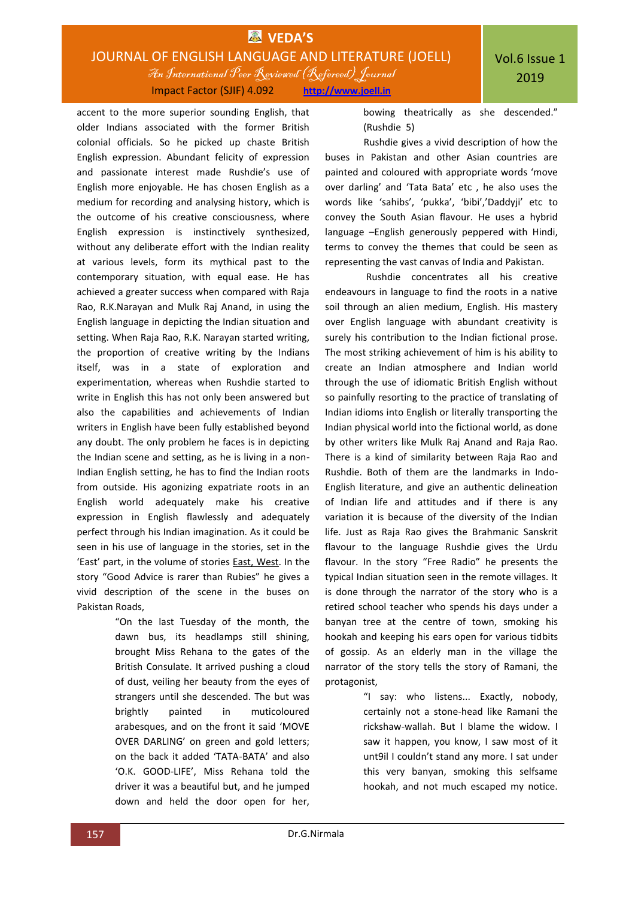accent to the more superior sounding English, that older Indians associated with the former British colonial officials. So he picked up chaste British English expression. Abundant felicity of expression and passionate interest made Rushdie's use of English more enjoyable. He has chosen English as a medium for recording and analysing history, which is the outcome of his creative consciousness, where English expression is instinctively synthesized, without any deliberate effort with the Indian reality at various levels, form its mythical past to the contemporary situation, with equal ease. He has achieved a greater success when compared with Raja Rao, R.K.Narayan and Mulk Raj Anand, in using the English language in depicting the Indian situation and setting. When Raja Rao, R.K. Narayan started writing, the proportion of creative writing by the Indians itself, was in a state of exploration and experimentation, whereas when Rushdie started to write in English this has not only been answered but also the capabilities and achievements of Indian writers in English have been fully established beyond any doubt. The only problem he faces is in depicting the Indian scene and setting, as he is living in a non-Indian English setting, he has to find the Indian roots from outside. His agonizing expatriate roots in an English world adequately make his creative expression in English flawlessly and adequately perfect through his Indian imagination. As it could be seen in his use of language in the stories, set in the 'East' part, in the volume of stories East, West. In the story "Good Advice is rarer than Rubies" he gives a vivid description of the scene in the buses on Pakistan Roads,

> "On the last Tuesday of the month, the dawn bus, its headlamps still shining, brought Miss Rehana to the gates of the British Consulate. It arrived pushing a cloud of dust, veiling her beauty from the eyes of strangers until she descended. The but was brightly painted in muticoloured arabesques, and on the front it said 'MOVE OVER DARLING' on green and gold letters; on the back it added 'TATA-BATA' and also 'O.K. GOOD-LIFE', Miss Rehana told the driver it was a beautiful but, and he jumped down and held the door open for her, bowing theatrically as she descended." (Rushdie 5)

Rushdie gives a vivid description of how the buses in Pakistan and other Asian countries are painted and coloured with appropriate words 'move over darling' and 'Tata Bata' etc , he also uses the words like 'sahibs', 'pukka', 'bibi','Daddyji' etc to convey the South Asian flavour. He uses a hybrid language –English generously peppered with Hindi, terms to convey the themes that could be seen as representing the vast canvas of India and Pakistan.

Rushdie concentrates all his creative endeavours in language to find the roots in a native soil through an alien medium, English. His mastery over English language with abundant creativity is surely his contribution to the Indian fictional prose. The most striking achievement of him is his ability to create an Indian atmosphere and Indian world through the use of idiomatic British English without so painfully resorting to the practice of translating of Indian idioms into English or literally transporting the Indian physical world into the fictional world, as done by other writers like Mulk Raj Anand and Raja Rao. There is a kind of similarity between Raja Rao and Rushdie. Both of them are the landmarks in Indo-English literature, and give an authentic delineation of Indian life and attitudes and if there is any variation it is because of the diversity of the Indian life. Just as Raja Rao gives the Brahmanic Sanskrit flavour to the language Rushdie gives the Urdu flavour. In the story "Free Radio" he presents the typical Indian situation seen in the remote villages. It is done through the narrator of the story who is a retired school teacher who spends his days under a banyan tree at the centre of town, smoking his hookah and keeping his ears open for various tidbits of gossip. As an elderly man in the village the narrator of the story tells the story of Ramani, the protagonist,

> "I say: who listens... Exactly, nobody, certainly not a stone-head like Ramani the rickshaw-wallah. But I blame the widow. I saw it happen, you know, I saw most of it unt9il I couldn't stand any more. I sat under this very banyan, smoking this selfsame hookah, and not much escaped my notice.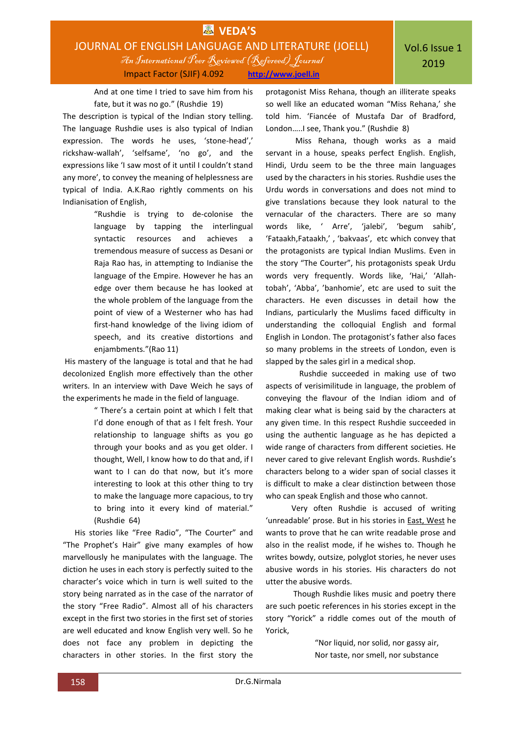> And at one time I tried to save him from his fate, but it was no go." (Rushdie 19)

The description is typical of the Indian story telling. The language Rushdie uses is also typical of Indian expression. The words he uses, 'stone-head',' rickshaw-wallah', 'selfsame', 'no go', and the expressions like 'I saw most of it until I couldn't stand any more', to convey the meaning of helplessness are typical of India. A.K.Rao rightly comments on his Indianisation of English,

> "Rushdie is trying to de-colonise the language by tapping the interlingual syntactic resources and achieves a tremendous measure of success as Desani or Raja Rao has, in attempting to Indianise the language of the Empire. However he has an edge over them because he has looked at the whole problem of the language from the point of view of a Westerner who has had first-hand knowledge of the living idiom of speech, and its creative distortions and enjambments."(Rao 11)

His mastery of the language is total and that he had decolonized English more effectively than the other writers. In an interview with Dave Weich he says of the experiments he made in the field of language.

> " There's a certain point at which I felt that I'd done enough of that as I felt fresh. Your relationship to language shifts as you go through your books and as you get older. I thought, Well, I know how to do that and, if I want to I can do that now, but it's more interesting to look at this other thing to try to make the language more capacious, to try to bring into it every kind of material." (Rushdie 64)

His stories like "Free Radio", "The Courter" and "The Prophet's Hair" give many examples of how marvellously he manipulates with the language. The diction he uses in each story is perfectly suited to the character's voice which in turn is well suited to the story being narrated as in the case of the narrator of the story "Free Radio". Almost all of his characters except in the first two stories in the first set of stories are well educated and know English very well. So he does not face any problem in depicting the characters in other stories. In the first story the protagonist Miss Rehana, though an illiterate speaks so well like an educated woman "Miss Rehana,' she told him. 'Fiancée of Mustafa Dar of Bradford, London…..I see, Thank you." (Rushdie 8)

Miss Rehana, though works as a maid servant in a house, speaks perfect English. English, Hindi, Urdu seem to be the three main languages used by the characters in his stories. Rushdie uses the Urdu words in conversations and does not mind to give translations because they look natural to the vernacular of the characters. There are so many words like, ' Arre', 'jalebi', 'begum sahib', 'Fataakh,Fataakh,' , 'bakvaas', etc which convey that the protagonists are typical Indian Muslims. Even in the story "The Courter", his protagonists speak Urdu words very frequently. Words like, 'Hai,' 'Allah-tobah', 'Abba', 'banhomie', etc are used to suit the characters. He even discusses in detail how the Indians, particularly the Muslims faced difficulty in understanding the colloquial English and formal English in London. The protagonist's father also faces so many problems in the streets of London, even is slapped by the sales girl in a medical shop.

Rushdie succeeded in making use of two aspects of verisimilitude in language, the problem of conveying the flavour of the Indian idiom and of making clear what is being said by the characters at any given time. In this respect Rushdie succeeded in using the authentic language as he has depicted a wide range of characters from different societies. He never cared to give relevant English words. Rushdie's characters belong to a wider span of social classes it is difficult to make a clear distinction between those who can speak English and those who cannot.

Very often Rushdie is accused of writing 'unreadable' prose. But in his stories in East, West he wants to prove that he can write readable prose and also in the realist mode, if he wishes to. Though he writes bowdy, outsize, polyglot stories, he never uses abusive words in his stories. His characters do not utter the abusive words.

Though Rushdie likes music and poetry there are such poetic references in his stories except in the story "Yorick" a riddle comes out of the mouth of Yorick,

> "Nor liquid, nor solid, nor gassy air,
> Nor taste, nor smell, nor substance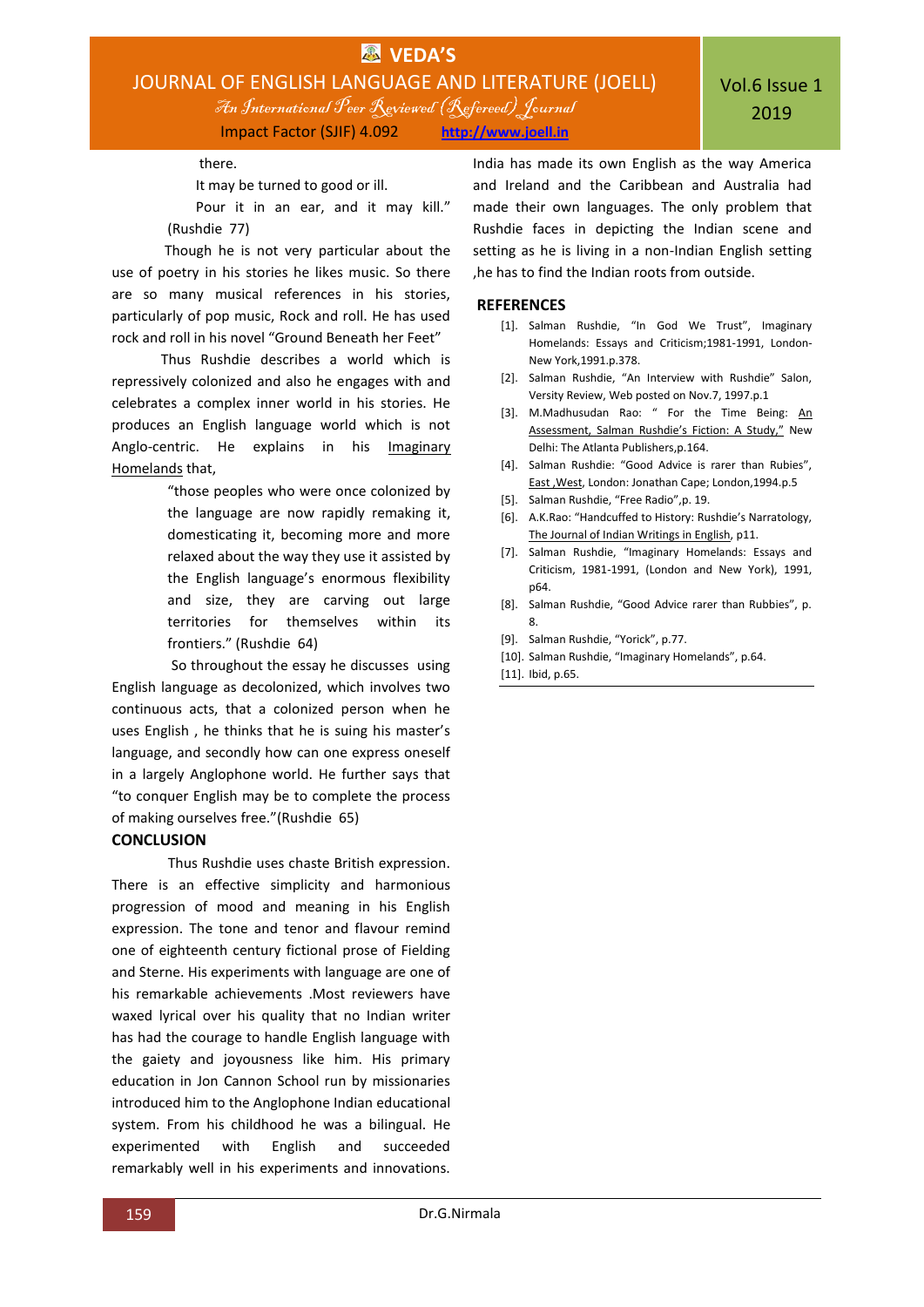there.

It may be turned to good or ill.

Pour it in an ear, and it may kill." (Rushdie 77)

Though he is not very particular about the use of poetry in his stories he likes music. So there are so many musical references in his stories, particularly of pop music, Rock and roll. He has used rock and roll in his novel "Ground Beneath her Feet"

Thus Rushdie describes a world which is repressively colonized and also he engages with and celebrates a complex inner world in his stories. He produces an English language world which is not Anglo-centric. He explains in his Imaginary Homelands that,

> "those peoples who were once colonized by the language are now rapidly remaking it, domesticating it, becoming more and more relaxed about the way they use it assisted by the English language's enormous flexibility and size, they are carving out large territories for themselves within its frontiers." (Rushdie 64)

So throughout the essay he discusses using English language as decolonized, which involves two continuous acts, that a colonized person when he uses English , he thinks that he is suing his master's language, and secondly how can one express oneself in a largely Anglophone world. He further says that "to conquer English may be to complete the process of making ourselves free."(Rushdie 65)

## CONCLUSION

Thus Rushdie uses chaste British expression. There is an effective simplicity and harmonious progression of mood and meaning in his English expression. The tone and tenor and flavour remind one of eighteenth century fictional prose of Fielding and Sterne. His experiments with language are one of his remarkable achievements .Most reviewers have waxed lyrical over his quality that no Indian writer has had the courage to handle English language with the gaiety and joyousness like him. His primary education in Jon Cannon School run by missionaries introduced him to the Anglophone Indian educational system. From his childhood he was a bilingual. He experimented with English and succeeded remarkably well in his experiments and innovations. India has made its own English as the way America and Ireland and the Caribbean and Australia had made their own languages. The only problem that Rushdie faces in depicting the Indian scene and setting as he is living in a non-Indian English setting ,he has to find the Indian roots from outside.

## REFERENCES

[1]. Salman Rushdie, "In God We Trust", Imaginary Homelands: Essays and Criticism;1981-1991, London-New York,1991.p.378.

[2]. Salman Rushdie, "An Interview with Rushdie" Salon, Versity Review, Web posted on Nov.7, 1997.p.1

[3]. M.Madhusudan Rao: " For the Time Being: An Assessment, Salman Rushdie's Fiction: A Study," New Delhi: The Atlanta Publishers,p.164.

[4]. Salman Rushdie: "Good Advice is rarer than Rubies", East ,West, London: Jonathan Cape; London,1994.p.5

[5]. Salman Rushdie, "Free Radio",p. 19.

[6]. A.K.Rao: "Handcuffed to History: Rushdie's Narratology, The Journal of Indian Writings in English, p11.

[7]. Salman Rushdie, "Imaginary Homelands: Essays and Criticism, 1981-1991, (London and New York), 1991, p64.

[8]. Salman Rushdie, "Good Advice rarer than Rubbies", p. 8.

[9]. Salman Rushdie, "Yorick", p.77.

[10]. Salman Rushdie, "Imaginary Homelands", p.64.

[11]. Ibid, p.65.